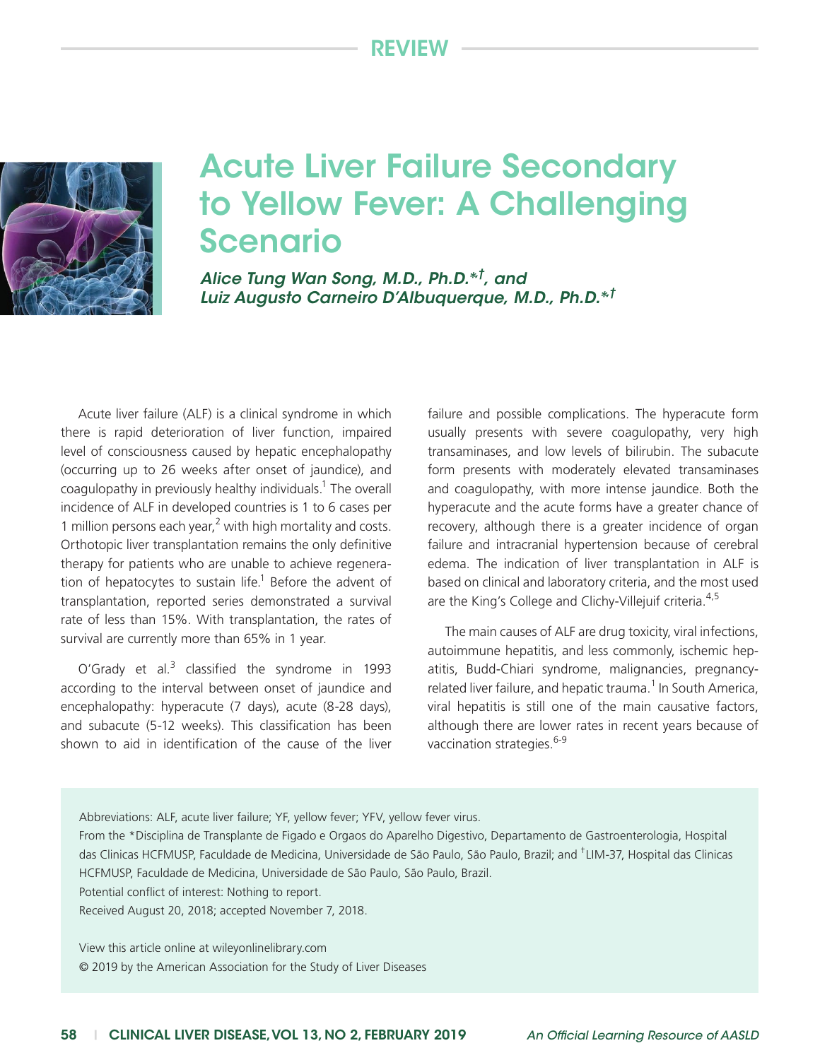REVIEW

# Acute Liver Failure Secondary to Yellow Fever: A Challenging Scenario

*Alice Tung Wan Song, M.D., Ph.D.*[*†], and*
*Luiz Augusto Carneiro D'Albuquerque, M.D., Ph.D.*[*†]

Acute liver failure (ALF) is a clinical syndrome in which there is rapid deterioration of liver function, impaired level of consciousness caused by hepatic encephalopathy (occurring up to 26 weeks after onset of jaundice), and coagulopathy in previously healthy individuals.[1] The overall incidence of ALF in developed countries is 1 to 6 cases per 1 million persons each year,[2] with high mortality and costs. Orthotopic liver transplantation remains the only definitive therapy for patients who are unable to achieve regeneration of hepatocytes to sustain life.[1] Before the advent of transplantation, reported series demonstrated a survival rate of less than 15%. With transplantation, the rates of survival are currently more than 65% in 1 year.

O'Grady et al.[3] classified the syndrome in 1993 according to the interval between onset of jaundice and encephalopathy: hyperacute (7 days), acute (8-28 days), and subacute (5-12 weeks). This classification has been shown to aid in identification of the cause of the liver failure and possible complications. The hyperacute form usually presents with severe coagulopathy, very high transaminases, and low levels of bilirubin. The subacute form presents with moderately elevated transaminases and coagulopathy, with more intense jaundice. Both the hyperacute and the acute forms have a greater chance of recovery, although there is a greater incidence of organ failure and intracranial hypertension because of cerebral edema. The indication of liver transplantation in ALF is based on clinical and laboratory criteria, and the most used are the King's College and Clichy-Villejuif criteria.[4,5]

The main causes of ALF are drug toxicity, viral infections, autoimmune hepatitis, and less commonly, ischemic hepatitis, Budd-Chiari syndrome, malignancies, pregnancy-related liver failure, and hepatic trauma.[1] In South America, viral hepatitis is still one of the main causative factors, although there are lower rates in recent years because of vaccination strategies.[6-9]

Abbreviations: ALF, acute liver failure; YF, yellow fever; YFV, yellow fever virus.

From the *Disciplina de Transplante de Figado e Orgaos do Aparelho Digestivo, Departamento de Gastroenterologia, Hospital das Clinicas HCFMUSP, Faculdade de Medicina, Universidade de São Paulo, São Paulo, Brazil; and †LIM-37, Hospital das Clinicas HCFMUSP, Faculdade de Medicina, Universidade de São Paulo, São Paulo, Brazil.

Potential conflict of interest: Nothing to report.

Received August 20, 2018; accepted November 7, 2018.

View this article online at wileyonlinelibrary.com

© 2019 by the American Association for the Study of Liver Diseases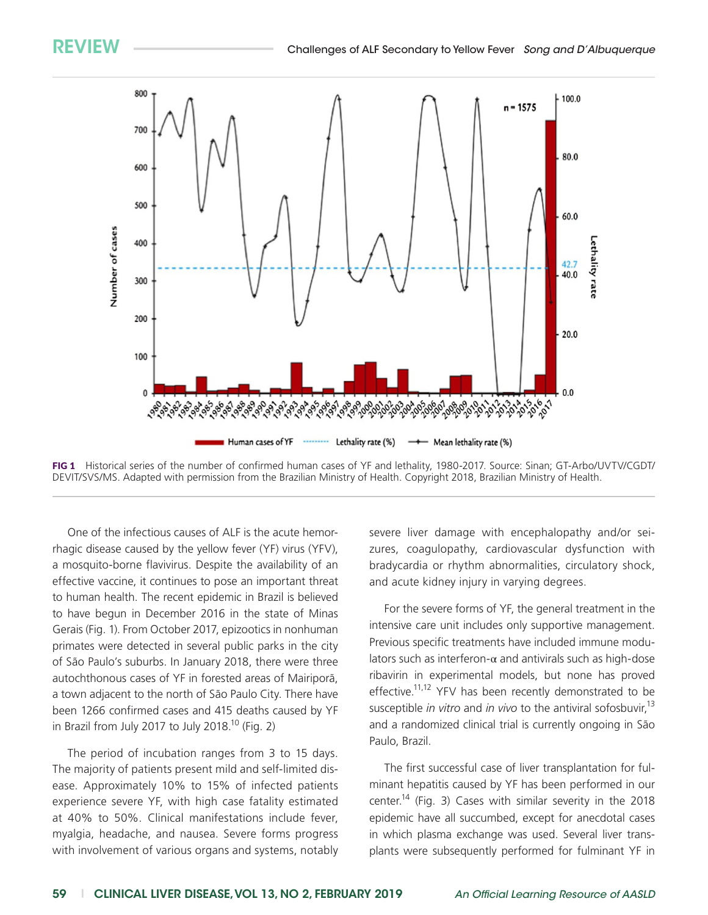**FIG 1** Historical series of the number of confirmed human cases of YF and lethality, 1980-2017. Source: Sinan; GT-Arbo/UVTV/CGDT/DEVIT/SVS/MS. Adapted with permission from the Brazilian Ministry of Health. Copyright 2018, Brazilian Ministry of Health.

One of the infectious causes of ALF is the acute hemorrhagic disease caused by the yellow fever (YF) virus (YFV), a mosquito-borne flavivirus. Despite the availability of an effective vaccine, it continues to pose an important threat to human health. The recent epidemic in Brazil is believed to have begun in December 2016 in the state of Minas Gerais (Fig. 1). From October 2017, epizootics in nonhuman primates were detected in several public parks in the city of São Paulo's suburbs. In January 2018, there were three autochthonous cases of YF in forested areas of Mairiporã, a town adjacent to the north of São Paulo City. There have been 1266 confirmed cases and 415 deaths caused by YF in Brazil from July 2017 to July 2018.[10] (Fig. 2)

The period of incubation ranges from 3 to 15 days. The majority of patients present mild and self-limited disease. Approximately 10% to 15% of infected patients experience severe YF, with high case fatality estimated at 40% to 50%. Clinical manifestations include fever, myalgia, headache, and nausea. Severe forms progress with involvement of various organs and systems, notably severe liver damage with encephalopathy and/or seizures, coagulopathy, cardiovascular dysfunction with bradycardia or rhythm abnormalities, circulatory shock, and acute kidney injury in varying degrees.

For the severe forms of YF, the general treatment in the intensive care unit includes only supportive management. Previous specific treatments have included immune modulators such as interferon-$\alpha$ and antivirals such as high-dose ribavirin in experimental models, but none has proved effective.[11,12] YFV has been recently demonstrated to be susceptible *in vitro* and *in vivo* to the antiviral sofosbuvir,[13] and a randomized clinical trial is currently ongoing in São Paulo, Brazil.

The first successful case of liver transplantation for fulminant hepatitis caused by YF has been performed in our center.[14] (Fig. 3) Cases with similar severity in the 2018 epidemic have all succumbed, except for anecdotal cases in which plasma exchange was used. Several liver transplants were subsequently performed for fulminant YF in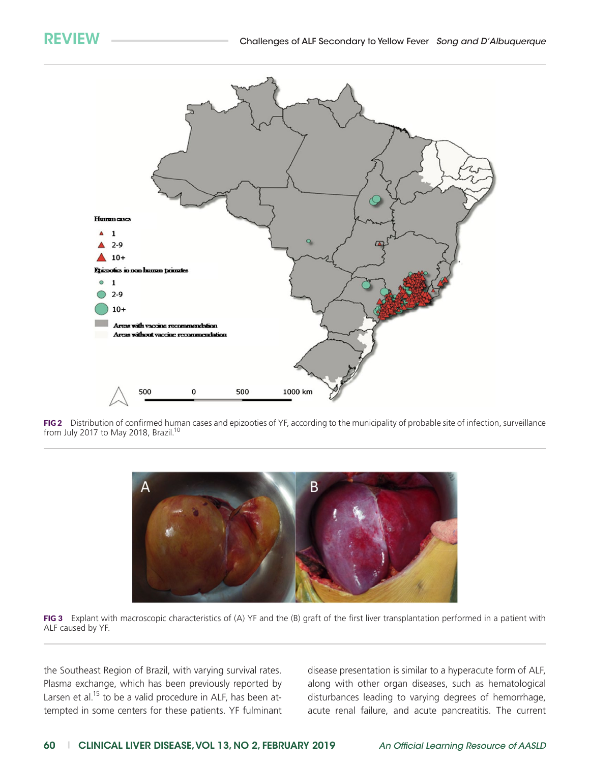FIG 2 Distribution of confirmed human cases and epizooties of YF, according to the municipality of probable site of infection, surveillance from July 2017 to May 2018, Brazil.[10]

FIG 3 Explant with macroscopic characteristics of (A) YF and the (B) graft of the first liver transplantation performed in a patient with ALF caused by YF.

the Southeast Region of Brazil, with varying survival rates. Plasma exchange, which has been previously reported by Larsen et al.[15] to be a valid procedure in ALF, has been attempted in some centers for these patients. YF fulminant disease presentation is similar to a hyperacute form of ALF, along with other organ diseases, such as hematological disturbances leading to varying degrees of hemorrhage, acute renal failure, and acute pancreatitis. The current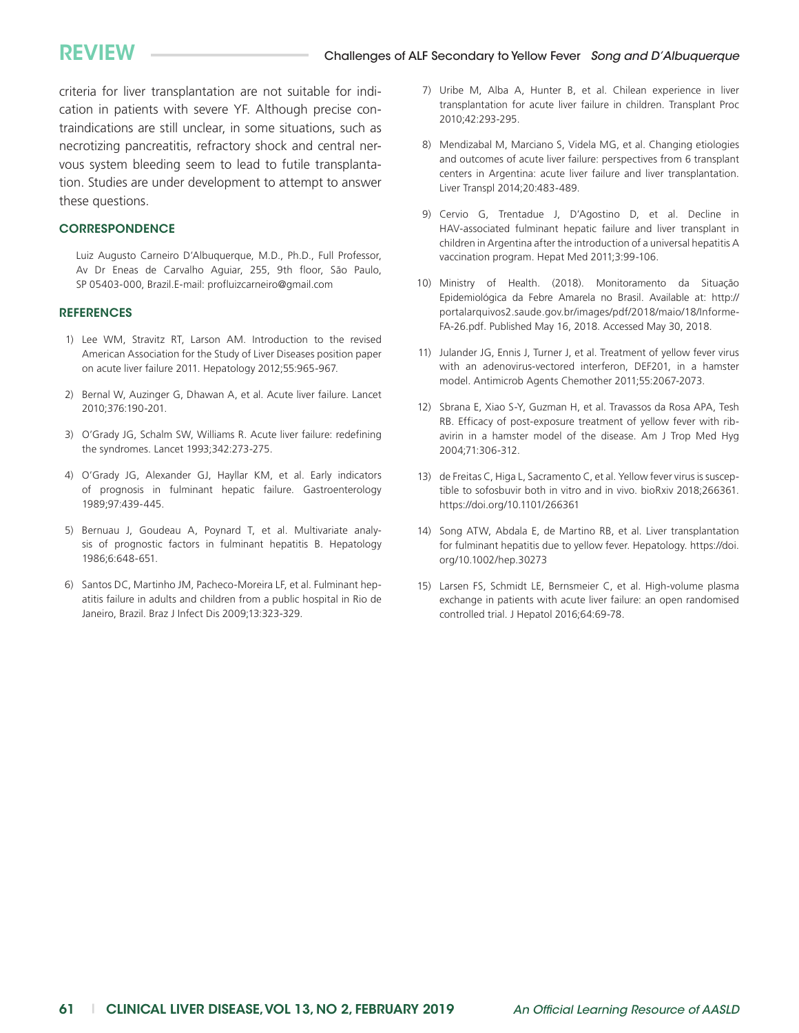criteria for liver transplantation are not suitable for indication in patients with severe YF. Although precise contraindications are still unclear, in some situations, such as necrotizing pancreatitis, refractory shock and central nervous system bleeding seem to lead to futile transplantation. Studies are under development to attempt to answer these questions.

## CORRESPONDENCE

Luiz Augusto Carneiro D'Albuquerque, M.D., Ph.D., Full Professor, Av Dr Eneas de Carvalho Aguiar, 255, 9th floor, São Paulo, SP 05403-000, Brazil.E-mail: profluizcarneiro@gmail.com

## REFERENCES

1) Lee WM, Stravitz RT, Larson AM. Introduction to the revised American Association for the Study of Liver Diseases position paper on acute liver failure 2011. Hepatology 2012;55:965-967.

2) Bernal W, Auzinger G, Dhawan A, et al. Acute liver failure. Lancet 2010;376:190-201.

3) O'Grady JG, Schalm SW, Williams R. Acute liver failure: redefining the syndromes. Lancet 1993;342:273-275.

4) O'Grady JG, Alexander GJ, Hayllar KM, et al. Early indicators of prognosis in fulminant hepatic failure. Gastroenterology 1989;97:439-445.

5) Bernuau J, Goudeau A, Poynard T, et al. Multivariate analysis of prognostic factors in fulminant hepatitis B. Hepatology 1986;6:648-651.

6) Santos DC, Martinho JM, Pacheco-Moreira LF, et al. Fulminant hepatitis failure in adults and children from a public hospital in Rio de Janeiro, Brazil. Braz J Infect Dis 2009;13:323-329.

7) Uribe M, Alba A, Hunter B, et al. Chilean experience in liver transplantation for acute liver failure in children. Transplant Proc 2010;42:293-295.

8) Mendizabal M, Marciano S, Videla MG, et al. Changing etiologies and outcomes of acute liver failure: perspectives from 6 transplant centers in Argentina: acute liver failure and liver transplantation. Liver Transpl 2014;20:483-489.

9) Cervio G, Trentadue J, D'Agostino D, et al. Decline in HAV-associated fulminant hepatic failure and liver transplant in children in Argentina after the introduction of a universal hepatitis A vaccination program. Hepat Med 2011;3:99-106.

10) Ministry of Health. (2018). Monitoramento da Situação Epidemiológica da Febre Amarela no Brasil. Available at: http://portalarquivos2.saude.gov.br/images/pdf/2018/maio/18/Informe-FA-26.pdf. Published May 16, 2018. Accessed May 30, 2018.

11) Julander JG, Ennis J, Turner J, et al. Treatment of yellow fever virus with an adenovirus-vectored interferon, DEF201, in a hamster model. Antimicrob Agents Chemother 2011;55:2067-2073.

12) Sbrana E, Xiao S-Y, Guzman H, et al. Travassos da Rosa APA, Tesh RB. Efficacy of post-exposure treatment of yellow fever with ribavirin in a hamster model of the disease. Am J Trop Med Hyg 2004;71:306-312.

13) de Freitas C, Higa L, Sacramento C, et al. Yellow fever virus is susceptible to sofosbuvir both in vitro and in vivo. bioRxiv 2018;266361. https://doi.org/10.1101/266361

14) Song ATW, Abdala E, de Martino RB, et al. Liver transplantation for fulminant hepatitis due to yellow fever. Hepatology. https://doi.org/10.1002/hep.30273

15) Larsen FS, Schmidt LE, Bernsmeier C, et al. High-volume plasma exchange in patients with acute liver failure: an open randomised controlled trial. J Hepatol 2016;64:69-78.